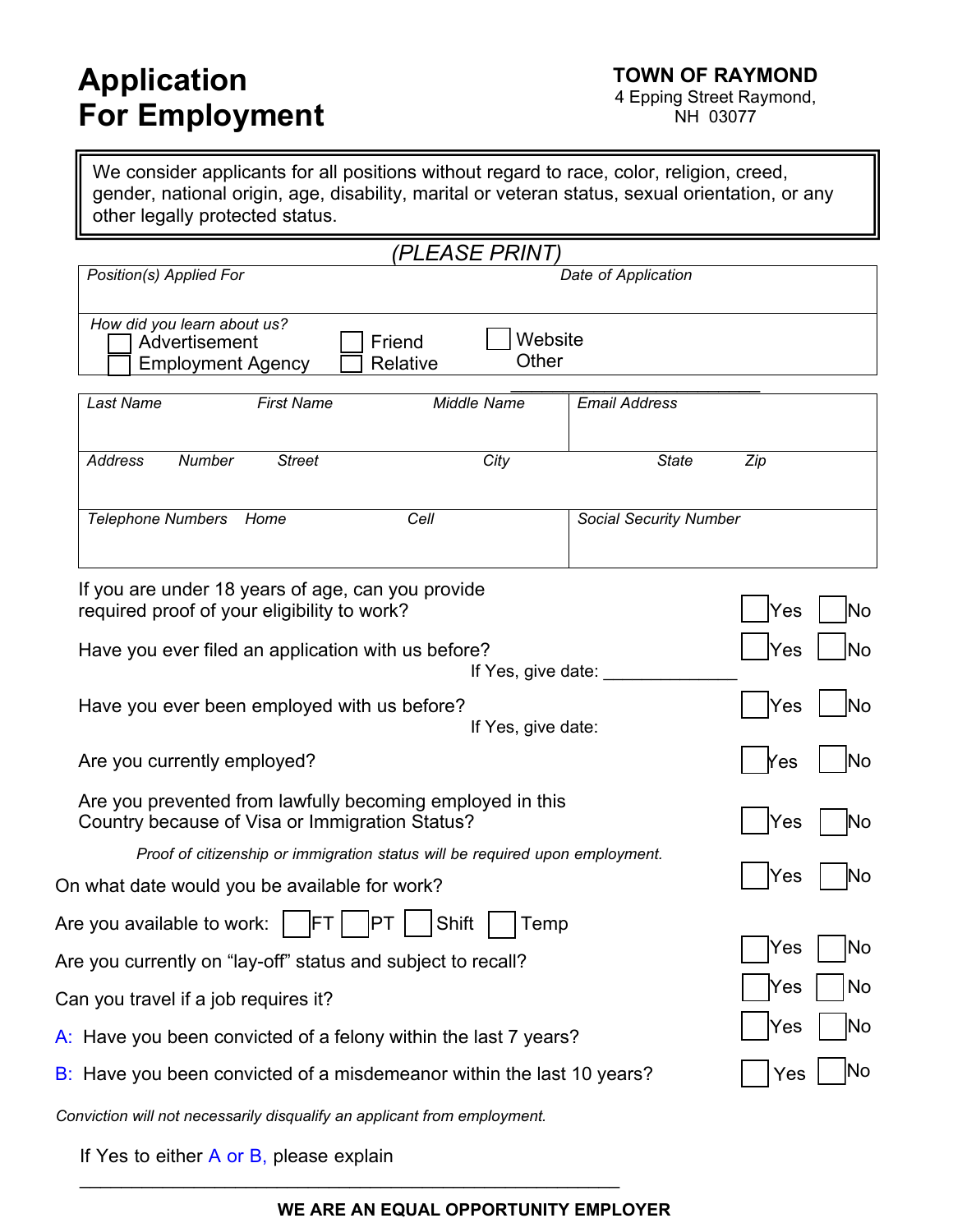# Application For Employment

**TOWN OF RAYMOND**
4 Epping Street Raymond, NH 03077

We consider applicants for all positions without regard to race, color, religion, creed, gender, national origin, age, disability, marital or veteran status, sexual orientation, or any other legally protected status.

*(PLEASE PRINT)*

| *Position(s) Applied For* | *Date of Application* |
|---|---|
| | |

*How did you learn about us?*
- ☐ Advertisement
- ☐ Employment Agency
- ☐ Friend
- ☐ Relative
- ☐ Website
- Other ____________________________

| *Last Name* *First Name* *Middle Name* | *Email Address* |
|---|---|
| *Address* *Number* *Street* *City* | *State* *Zip* |
| *Telephone Numbers* *Home* *Cell* | *Social Security Number* |

If you are under 18 years of age, can you provide required proof of your eligibility to work? ☐ Yes ☐ No

Have you ever filed an application with us before? ☐ Yes ☐ No
If Yes, give date: ______________

Have you ever been employed with us before? ☐ Yes ☐ No
If Yes, give date:

Are you currently employed? ☐ Yes ☐ No

Are you prevented from lawfully becoming employed in this Country because of Visa or Immigration Status? ☐ Yes ☐ No

*Proof of citizenship or immigration status will be required upon employment.*

☐ Yes ☐ No

On what date would you be available for work?

Are you available to work: ☐ FT ☐ PT ☐ Shift ☐ Temp

Are you currently on "lay-off" status and subject to recall? ☐ Yes ☐ No

Can you travel if a job requires it? ☐ Yes ☐ No

A: Have you been convicted of a felony within the last 7 years? ☐ Yes ☐ No

B: Have you been convicted of a misdemeanor within the last 10 years? ☐ Yes ☐ No

*Conviction will not necessarily disqualify an applicant from employment.*

If Yes to either A or B, please explain

_______________________________________________________

**WE ARE AN EQUAL OPPORTUNITY EMPLOYER**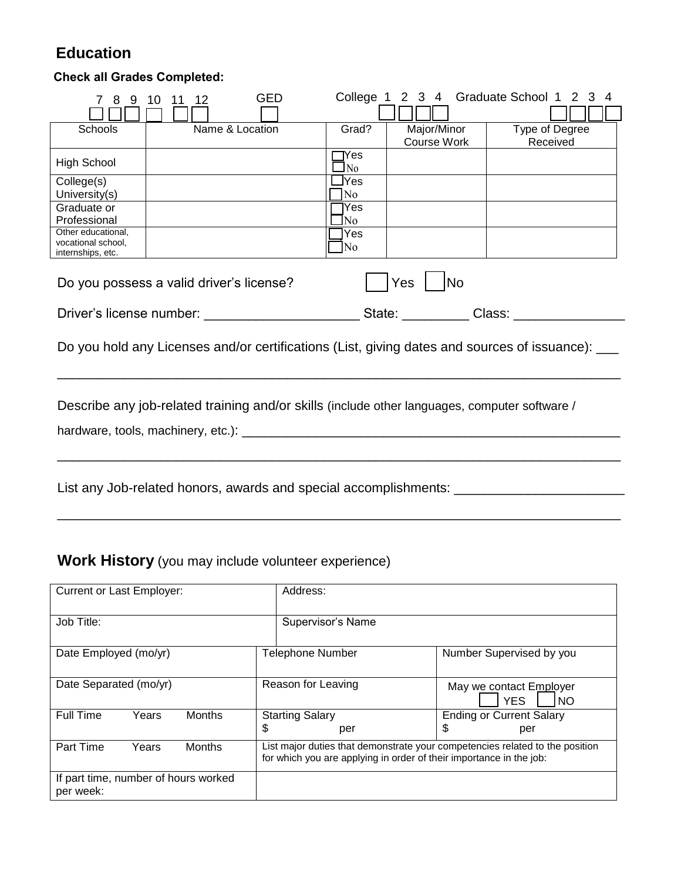## Education

**Check all Grades Completed:**

| 7 | 8 | 9 | 10 | 11 | 12 | GED | College 1 | 2 | 3 | 4 | Graduate School 1 | 2 | 3 | 4 |
|---|---|---|---|---|---|---|---|---|---|---|---|---|---|---|
| ☐ | ☐ | ☐ | ☐ | ☐ | ☐ | ☐ | ☐ | ☐ | ☐ | ☐ | ☐ | ☐ | ☐ | ☐ |

| Schools | Name & Location | Grad? | Major/Minor Course Work | Type of Degree Received |
|---|---|---|---|---|
| High School | | ☐Yes ☐No | | |
| College(s) University(s) | | ☐Yes ☐No | | |
| Graduate or Professional | | ☐Yes ☐No | | |
| Other educational, vocational school, internships, etc. | | ☐Yes ☐No | | |

Do you possess a valid driver's license? ☐ Yes ☐ No

Driver's license number: ____________________ State: _________ Class: _______________

Do you hold any Licenses and/or certifications (List, giving dates and sources of issuance): ___

_____________________________________________________________________________

Describe any job-related training and/or skills (include other languages, computer software / hardware, tools, machinery, etc.): _______________________________________________________

_____________________________________________________________________________

List any Job-related honors, awards and special accomplishments: _______________________

_____________________________________________________________________________

## Work History (you may include volunteer experience)

| Current or Last Employer: | Address: | |
|---|---|---|
| Job Title: | Supervisor's Name | |
| Date Employed (mo/yr) | Telephone Number | Number Supervised by you |
| Date Separated (mo/yr) | Reason for Leaving | May we contact Employer ☐ YES ☐ NO |
| Full Time Years Months | Starting Salary $ per | Ending or Current Salary $ per |
| Part Time Years Months | List major duties that demonstrate your competencies related to the position for which you are applying in order of their importance in the job: | |
| If part time, number of hours worked per week: | | |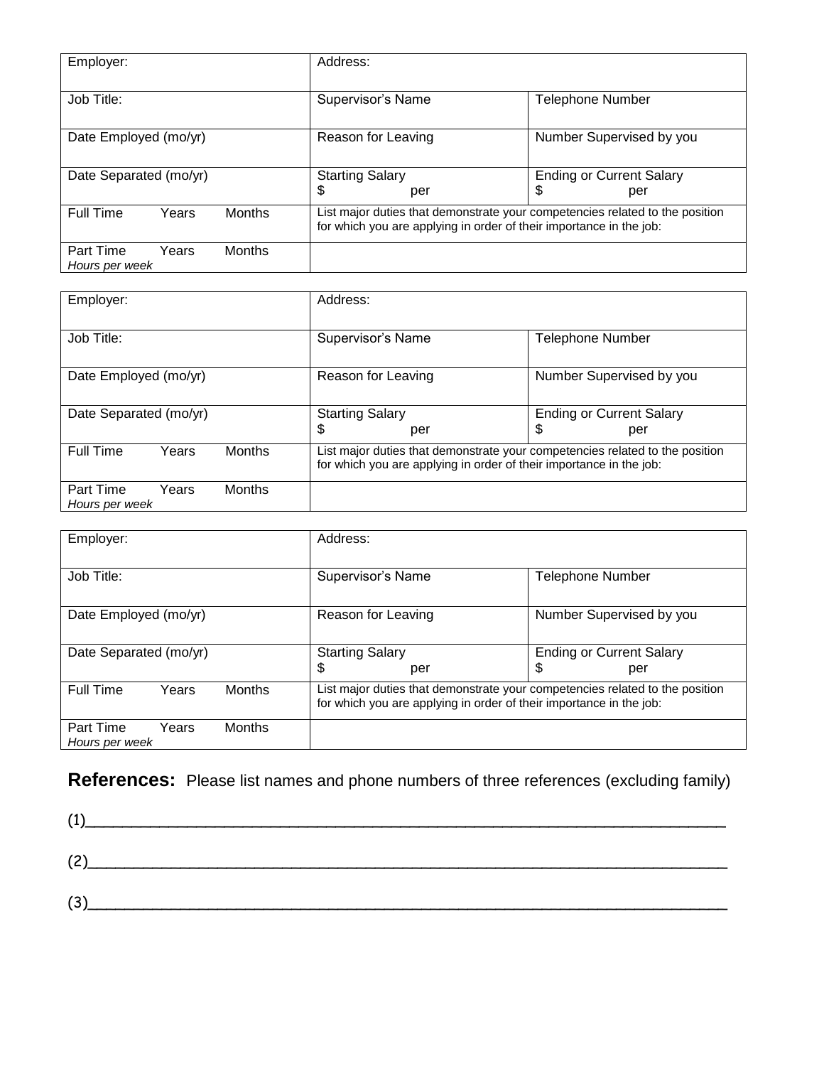| Employer: | Address: | |
|---|---|---|
| Job Title: | Supervisor's Name | Telephone Number |
| Date Employed (mo/yr) | Reason for Leaving | Number Supervised by you |
| Date Separated (mo/yr) | Starting Salary<br>$ per | Ending or Current Salary<br>$ per |
| Full Time Years Months | List major duties that demonstrate your competencies related to the position for which you are applying in order of their importance in the job: | |
| Part Time Years Months<br>*Hours per week* | | |

| Employer: | Address: | |
|---|---|---|
| Job Title: | Supervisor's Name | Telephone Number |
| Date Employed (mo/yr) | Reason for Leaving | Number Supervised by you |
| Date Separated (mo/yr) | Starting Salary<br>$ per | Ending or Current Salary<br>$ per |
| Full Time Years Months | List major duties that demonstrate your competencies related to the position for which you are applying in order of their importance in the job: | |
| Part Time Years Months<br>*Hours per week* | | |

| Employer: | Address: | |
|---|---|---|
| Job Title: | Supervisor's Name | Telephone Number |
| Date Employed (mo/yr) | Reason for Leaving | Number Supervised by you |
| Date Separated (mo/yr) | Starting Salary<br>$ per | Ending or Current Salary<br>$ per |
| Full Time Years Months | List major duties that demonstrate your competencies related to the position for which you are applying in order of their importance in the job: | |
| Part Time Years Months<br>*Hours per week* | | |

**References:** Please list names and phone numbers of three references (excluding family)

(1)______________________________________________________________________

(2)______________________________________________________________________

(3)______________________________________________________________________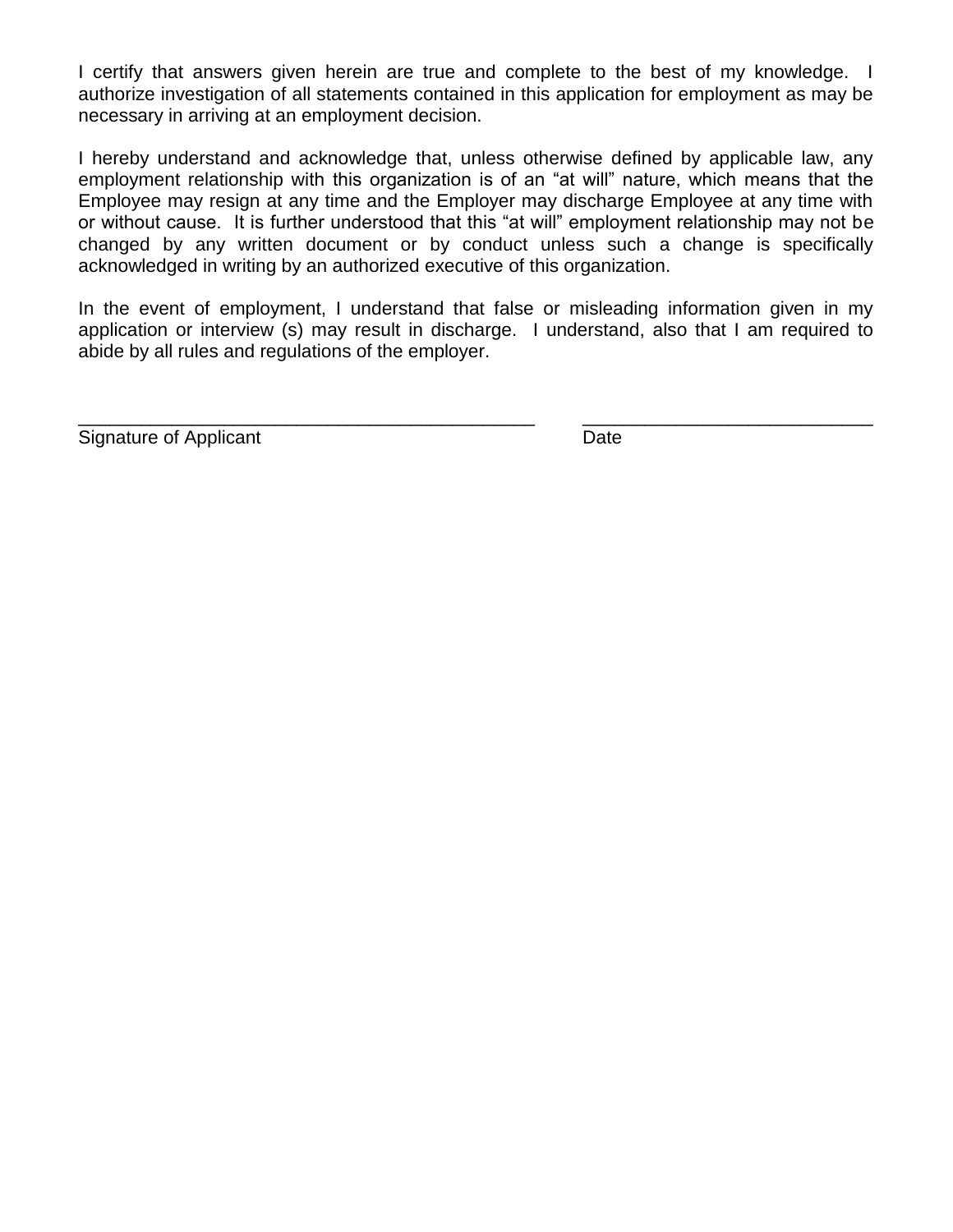I certify that answers given herein are true and complete to the best of my knowledge. I authorize investigation of all statements contained in this application for employment as may be necessary in arriving at an employment decision.

I hereby understand and acknowledge that, unless otherwise defined by applicable law, any employment relationship with this organization is of an "at will" nature, which means that the Employee may resign at any time and the Employer may discharge Employee at any time with or without cause. It is further understood that this "at will" employment relationship may not be changed by any written document or by conduct unless such a change is specifically acknowledged in writing by an authorized executive of this organization.

In the event of employment, I understand that false or misleading information given in my application or interview (s) may result in discharge. I understand, also that I am required to abide by all rules and regulations of the employer.

| | |
|---|---|
| ______________________________________________ | ______________________________ |
| Signature of Applicant | Date |